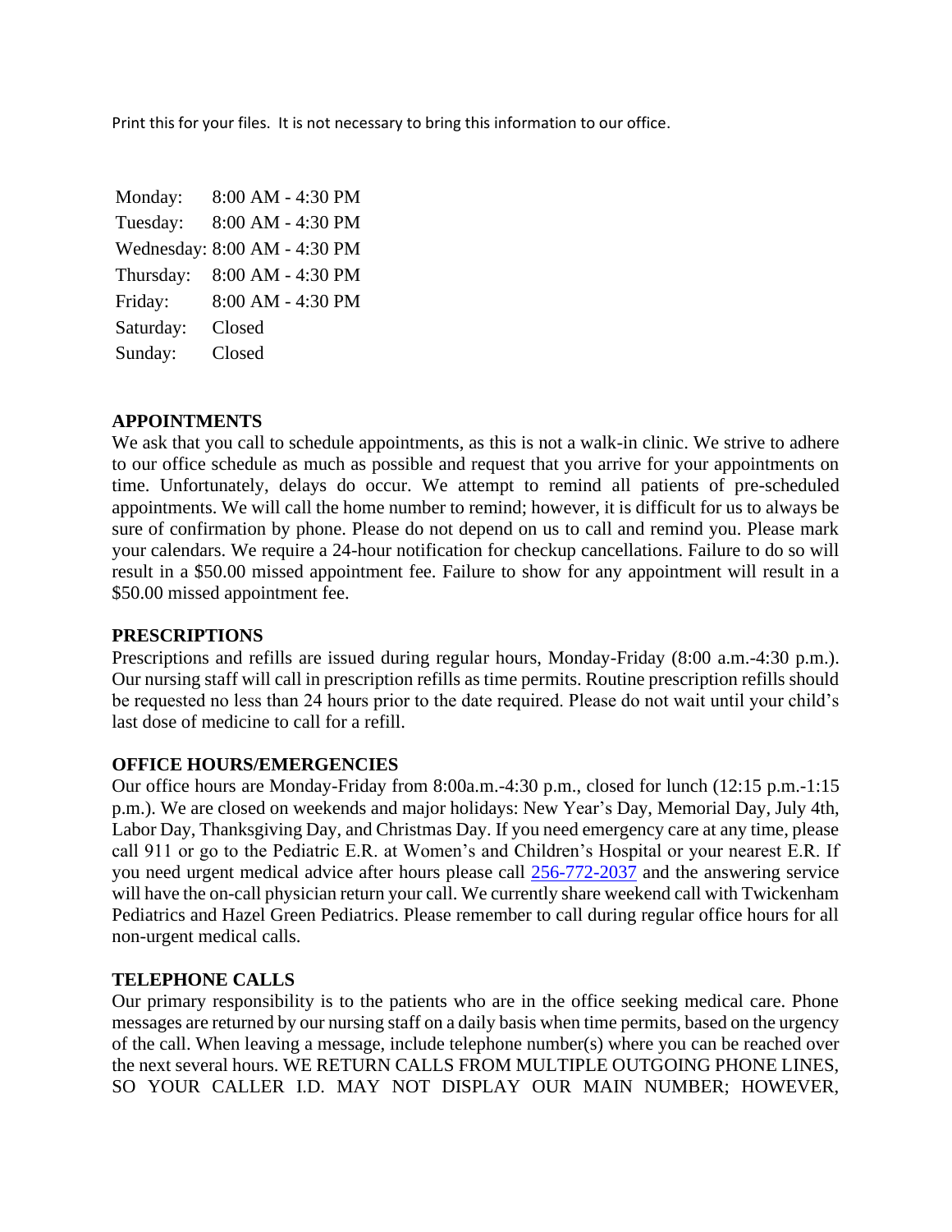Print this for your files. It is not necessary to bring this information to our office.

| | |
|---|---|
| Monday: | 8:00 AM - 4:30 PM |
| Tuesday: | 8:00 AM - 4:30 PM |
| Wednesday: | 8:00 AM - 4:30 PM |
| Thursday: | 8:00 AM - 4:30 PM |
| Friday: | 8:00 AM - 4:30 PM |
| Saturday: | Closed |
| Sunday: | Closed |

**APPOINTMENTS**

We ask that you call to schedule appointments, as this is not a walk-in clinic. We strive to adhere to our office schedule as much as possible and request that you arrive for your appointments on time. Unfortunately, delays do occur. We attempt to remind all patients of pre-scheduled appointments. We will call the home number to remind; however, it is difficult for us to always be sure of confirmation by phone. Please do not depend on us to call and remind you. Please mark your calendars. We require a 24-hour notification for checkup cancellations. Failure to do so will result in a $50.00 missed appointment fee. Failure to show for any appointment will result in a $50.00 missed appointment fee.

**PRESCRIPTIONS**

Prescriptions and refills are issued during regular hours, Monday-Friday (8:00 a.m.-4:30 p.m.). Our nursing staff will call in prescription refills as time permits. Routine prescription refills should be requested no less than 24 hours prior to the date required. Please do not wait until your child's last dose of medicine to call for a refill.

**OFFICE HOURS/EMERGENCIES**

Our office hours are Monday-Friday from 8:00a.m.-4:30 p.m., closed for lunch (12:15 p.m.-1:15 p.m.). We are closed on weekends and major holidays: New Year's Day, Memorial Day, July 4th, Labor Day, Thanksgiving Day, and Christmas Day. If you need emergency care at any time, please call 911 or go to the Pediatric E.R. at Women's and Children's Hospital or your nearest E.R. If you need urgent medical advice after hours please call 256-772-2037 and the answering service will have the on-call physician return your call. We currently share weekend call with Twickenham Pediatrics and Hazel Green Pediatrics. Please remember to call during regular office hours for all non-urgent medical calls.

**TELEPHONE CALLS**

Our primary responsibility is to the patients who are in the office seeking medical care. Phone messages are returned by our nursing staff on a daily basis when time permits, based on the urgency of the call. When leaving a message, include telephone number(s) where you can be reached over the next several hours. WE RETURN CALLS FROM MULTIPLE OUTGOING PHONE LINES, SO YOUR CALLER I.D. MAY NOT DISPLAY OUR MAIN NUMBER; HOWEVER,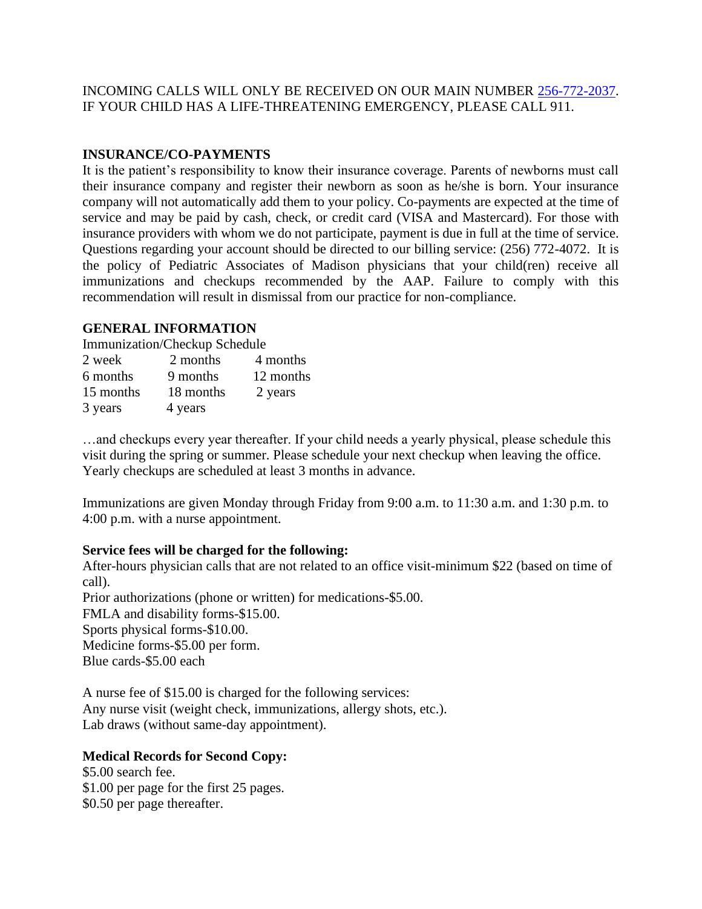INCOMING CALLS WILL ONLY BE RECEIVED ON OUR MAIN NUMBER 256-772-2037. IF YOUR CHILD HAS A LIFE-THREATENING EMERGENCY, PLEASE CALL 911.

**INSURANCE/CO-PAYMENTS**

It is the patient's responsibility to know their insurance coverage. Parents of newborns must call their insurance company and register their newborn as soon as he/she is born. Your insurance company will not automatically add them to your policy. Co-payments are expected at the time of service and may be paid by cash, check, or credit card (VISA and Mastercard). For those with insurance providers with whom we do not participate, payment is due in full at the time of service. Questions regarding your account should be directed to our billing service: (256) 772-4072. It is the policy of Pediatric Associates of Madison physicians that your child(ren) receive all immunizations and checkups recommended by the AAP. Failure to comply with this recommendation will result in dismissal from our practice for non-compliance.

**GENERAL INFORMATION**

Immunization/Checkup Schedule

| | | |
|---|---|---|
| 2 week | 2 months | 4 months |
| 6 months | 9 months | 12 months |
| 15 months | 18 months | 2 years |
| 3 years | 4 years | |

…and checkups every year thereafter. If your child needs a yearly physical, please schedule this visit during the spring or summer. Please schedule your next checkup when leaving the office. Yearly checkups are scheduled at least 3 months in advance.

Immunizations are given Monday through Friday from 9:00 a.m. to 11:30 a.m. and 1:30 p.m. to 4:00 p.m. with a nurse appointment.

**Service fees will be charged for the following:**

After-hours physician calls that are not related to an office visit-minimum $22 (based on time of call).
Prior authorizations (phone or written) for medications-$5.00.
FMLA and disability forms-$15.00.
Sports physical forms-$10.00.
Medicine forms-$5.00 per form.
Blue cards-$5.00 each

A nurse fee of $15.00 is charged for the following services:
Any nurse visit (weight check, immunizations, allergy shots, etc.).
Lab draws (without same-day appointment).

**Medical Records for Second Copy:**

$5.00 search fee.
$1.00 per page for the first 25 pages.
$0.50 per page thereafter.